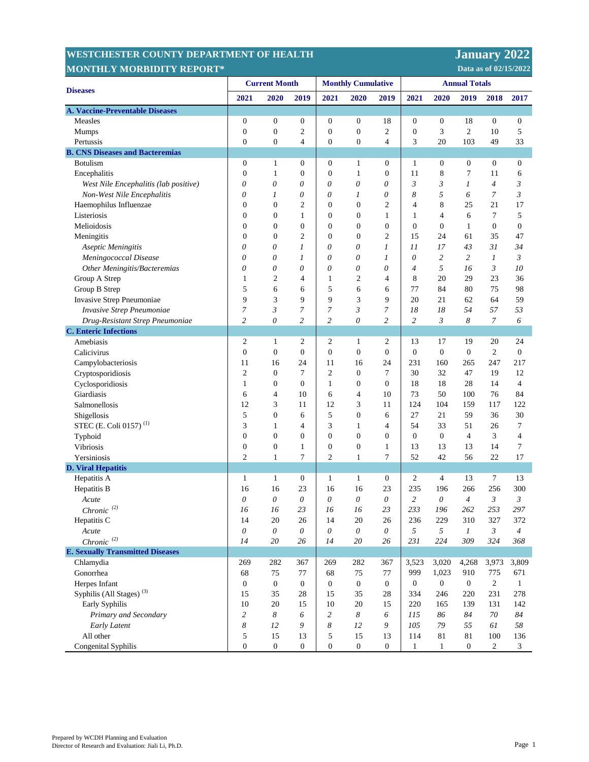# WESTCHESTER COUNTY DEPARTMENT OF HEALTH

## MONTHLY MORBIDITY REPORT*

**January 2022**

**Data as of 02/15/2022**

| Diseases | Current Month | | | Monthly Cumulative | | | Annual Totals | | | | |
|---|---|---|---|---|---|---|---|---|---|---|---|
| | **2021** | **2020** | **2019** | **2021** | **2020** | **2019** | **2021** | **2020** | **2019** | **2018** | **2017** |
| **A. Vaccine-Preventable Diseases** | | | | | | | | | | | |
| Measles | 0 | 0 | 0 | 0 | 0 | 18 | 0 | 0 | 18 | 0 | 0 |
| Mumps | 0 | 0 | 2 | 0 | 0 | 2 | 0 | 3 | 2 | 10 | 5 |
| Pertussis | 0 | 0 | 4 | 0 | 0 | 4 | 3 | 20 | 103 | 49 | 33 |
| **B. CNS Diseases and Bacteremias** | | | | | | | | | | | |
| Botulism | 0 | 1 | 0 | 0 | 1 | 0 | 1 | 0 | 0 | 0 | 0 |
| Encephalitis | 0 | 1 | 0 | 0 | 1 | 0 | 11 | 8 | 7 | 11 | 6 |
| *West Nile Encephalitis (lab positive)* | *0* | *0* | *0* | *0* | *0* | *0* | *3* | *3* | *1* | *4* | *3* |
| *Non-West Nile Encephalitis* | *0* | *1* | *0* | *0* | *1* | *0* | *8* | *5* | *6* | *7* | *3* |
| Haemophilus Influenzae | 0 | 0 | 2 | 0 | 0 | 2 | 4 | 8 | 25 | 21 | 17 |
| Listeriosis | 0 | 0 | 1 | 0 | 0 | 1 | 1 | 4 | 6 | 7 | 5 |
| Melioidosis | 0 | 0 | 0 | 0 | 0 | 0 | 0 | 0 | 1 | 0 | 0 |
| Meningitis | 0 | 0 | 2 | 0 | 0 | 2 | 15 | 24 | 61 | 35 | 47 |
| *Aseptic Meningitis* | *0* | *0* | *1* | *0* | *0* | *1* | *11* | *17* | *43* | *31* | *34* |
| *Meningococcal Disease* | *0* | *0* | *1* | *0* | *0* | *1* | *0* | *2* | *2* | *1* | *3* |
| *Other Meningitis/Bacteremias* | *0* | *0* | *0* | *0* | *0* | *0* | *4* | *5* | *16* | *3* | *10* |
| Group A Strep | 1 | 2 | 4 | 1 | 2 | 4 | 8 | 20 | 29 | 23 | 36 |
| Group B Strep | 5 | 6 | 6 | 5 | 6 | 6 | 77 | 84 | 80 | 75 | 98 |
| Invasive Strep Pneumoniae | 9 | 3 | 9 | 9 | 3 | 9 | 20 | 21 | 62 | 64 | 59 |
| *Invasive Strep Pneumoniae* | *7* | *3* | *7* | *7* | *3* | *7* | *18* | *18* | *54* | *57* | *53* |
| *Drug-Resistant Strep Pneumoniae* | *2* | *0* | *2* | *2* | *0* | *2* | *2* | *3* | *8* | *7* | *6* |
| **C. Enteric Infections** | | | | | | | | | | | |
| Amebiasis | 2 | 1 | 2 | 2 | 1 | 2 | 13 | 17 | 19 | 20 | 24 |
| Calicivirus | 0 | 0 | 0 | 0 | 0 | 0 | 0 | 0 | 0 | 2 | 0 |
| Campylobacteriosis | 11 | 16 | 24 | 11 | 16 | 24 | 231 | 160 | 265 | 247 | 217 |
| Cryptosporidiosis | 2 | 0 | 7 | 2 | 0 | 7 | 30 | 32 | 47 | 19 | 12 |
| Cyclosporidiosis | 1 | 0 | 0 | 1 | 0 | 0 | 18 | 18 | 28 | 14 | 4 |
| Giardiasis | 6 | 4 | 10 | 6 | 4 | 10 | 73 | 50 | 100 | 76 | 84 |
| Salmonellosis | 12 | 3 | 11 | 12 | 3 | 11 | 124 | 104 | 159 | 117 | 122 |
| Shigellosis | 5 | 0 | 6 | 5 | 0 | 6 | 27 | 21 | 59 | 36 | 30 |
| STEC (E. Coli 0157) (1) | 3 | 1 | 4 | 3 | 1 | 4 | 54 | 33 | 51 | 26 | 7 |
| Typhoid | 0 | 0 | 0 | 0 | 0 | 0 | 0 | 0 | 4 | 3 | 4 |
| Vibriosis | 0 | 0 | 1 | 0 | 0 | 1 | 13 | 13 | 13 | 14 | 7 |
| Yersiniosis | 2 | 1 | 7 | 2 | 1 | 7 | 52 | 42 | 56 | 22 | 17 |
| **D. Viral Hepatitis** | | | | | | | | | | | |
| Hepatitis A | 1 | 1 | 0 | 1 | 1 | 0 | 2 | 4 | 13 | 7 | 13 |
| Hepatitis B | 16 | 16 | 23 | 16 | 16 | 23 | 235 | 196 | 266 | 256 | 300 |
| *Acute* | *0* | *0* | *0* | *0* | *0* | *0* | *2* | *0* | *4* | *3* | *3* |
| *Chronic (2)* | *16* | *16* | *23* | *16* | *16* | *23* | *233* | *196* | *262* | *253* | *297* |
| Hepatitis C | 14 | 20 | 26 | 14 | 20 | 26 | 236 | 229 | 310 | 327 | 372 |
| *Acute* | *0* | *0* | *0* | *0* | *0* | *0* | *5* | *5* | *1* | *3* | *4* |
| *Chronic (2)* | *14* | *20* | *26* | *14* | *20* | *26* | *231* | *224* | *309* | *324* | *368* |
| **E. Sexually Transmitted Diseases** | | | | | | | | | | | |
| Chlamydia | 269 | 282 | 367 | 269 | 282 | 367 | 3,523 | 3,020 | 4,268 | 3,973 | 3,809 |
| Gonorrhea | 68 | 75 | 77 | 68 | 75 | 77 | 999 | 1,023 | 910 | 775 | 671 |
| Herpes Infant | 0 | 0 | 0 | 0 | 0 | 0 | 0 | 0 | 0 | 2 | 1 |
| Syphilis (All Stages) (3) | 15 | 35 | 28 | 15 | 35 | 28 | 334 | 246 | 220 | 231 | 278 |
| Early Syphilis | 10 | 20 | 15 | 10 | 20 | 15 | 220 | 165 | 139 | 131 | 142 |
| *Primary and Secondary* | *2* | *8* | *6* | *2* | *8* | *6* | *115* | *86* | *84* | *70* | *84* |
| *Early Latent* | *8* | *12* | *9* | *8* | *12* | *9* | *105* | *79* | *55* | *61* | *58* |
| All other | 5 | 15 | 13 | 5 | 15 | 13 | 114 | 81 | 81 | 100 | 136 |
| Congenital Syphilis | 0 | 0 | 0 | 0 | 0 | 0 | 1 | 1 | 0 | 2 | 3 |

Prepared by WCDH Planning and Evaluation
Director of Research and Evaluation: Jiali Li, Ph.D.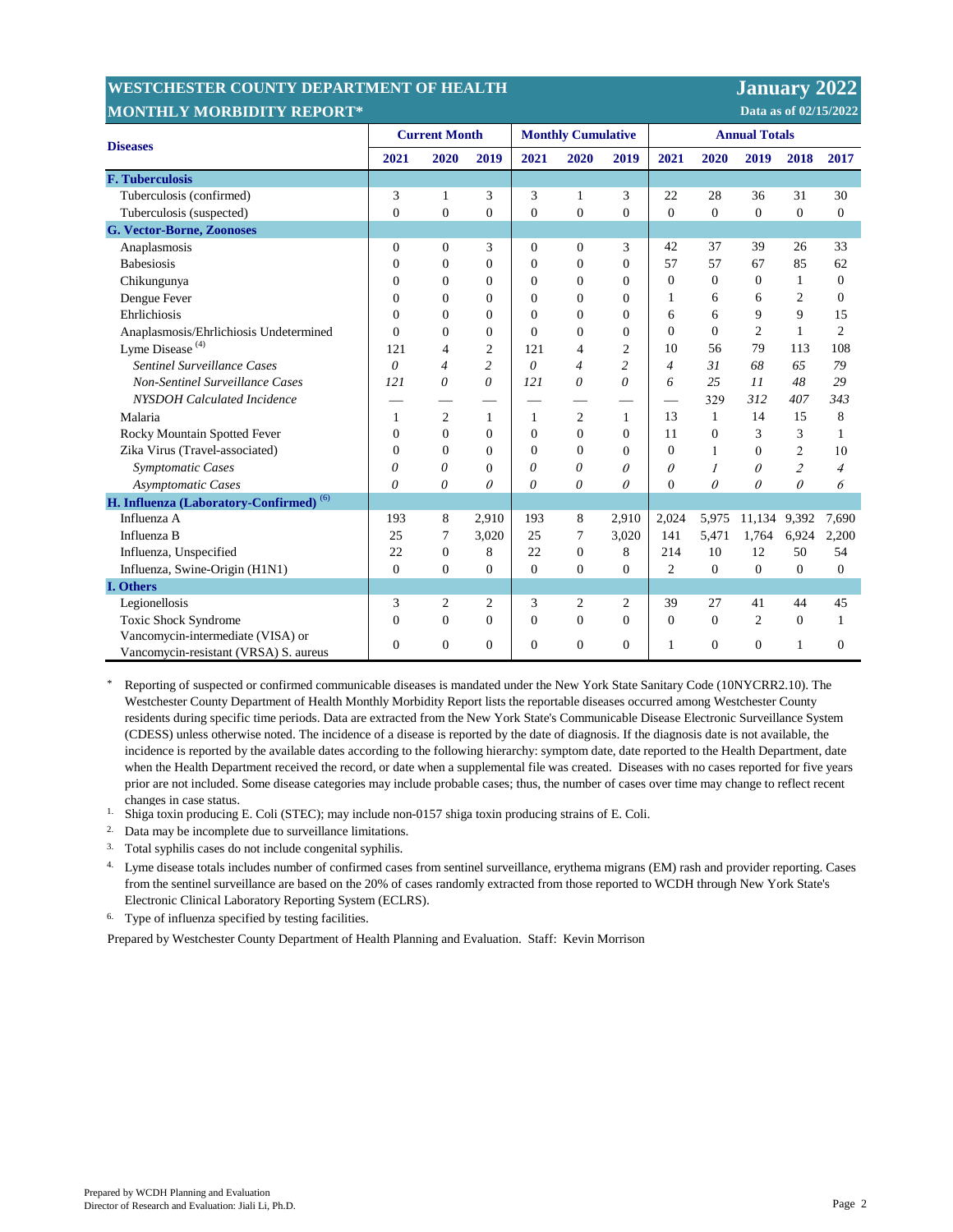# WESTCHESTER COUNTY DEPARTMENT OF HEALTH

## MONTHLY MORBIDITY REPORT*

**January 2022**

**Data as of 02/15/2022**

| Diseases | Current Month | | | Monthly Cumulative | | | Annual Totals | | | | |
|---|---|---|---|---|---|---|---|---|---|---|---|
| | 2021 | 2020 | 2019 | 2021 | 2020 | 2019 | 2021 | 2020 | 2019 | 2018 | 2017 |
| **F. Tuberculosis** | | | | | | | | | | | |
| Tuberculosis (confirmed) | 3 | 1 | 3 | 3 | 1 | 3 | 22 | 28 | 36 | 31 | 30 |
| Tuberculosis (suspected) | 0 | 0 | 0 | 0 | 0 | 0 | 0 | 0 | 0 | 0 | 0 |
| **G. Vector-Borne, Zoonoses** | | | | | | | | | | | |
| Anaplasmosis | 0 | 0 | 3 | 0 | 0 | 3 | 42 | 37 | 39 | 26 | 33 |
| Babesiosis | 0 | 0 | 0 | 0 | 0 | 0 | 57 | 57 | 67 | 85 | 62 |
| Chikungunya | 0 | 0 | 0 | 0 | 0 | 0 | 0 | 0 | 0 | 1 | 0 |
| Dengue Fever | 0 | 0 | 0 | 0 | 0 | 0 | 1 | 6 | 6 | 2 | 0 |
| Ehrlichiosis | 0 | 0 | 0 | 0 | 0 | 0 | 6 | 6 | 9 | 9 | 15 |
| Anaplasmosis/Ehrlichiosis Undetermined | 0 | 0 | 0 | 0 | 0 | 0 | 0 | 0 | 2 | 1 | 2 |
| Lyme Disease [4] | 121 | 4 | 2 | 121 | 4 | 2 | 10 | 56 | 79 | 113 | 108 |
| *Sentinel Surveillance Cases* | *0* | *4* | *2* | *0* | *4* | *2* | *4* | *31* | *68* | *65* | *79* |
| *Non-Sentinel Surveillance Cases* | *121* | *0* | *0* | *121* | *0* | *0* | *6* | *25* | *11* | *48* | *29* |
| *NYSDOH Calculated Incidence* | — | — | — | — | — | — | — | 329 | *312* | *407* | *343* |
| Malaria | 1 | 2 | 1 | 1 | 2 | 1 | 13 | 1 | 14 | 15 | 8 |
| Rocky Mountain Spotted Fever | 0 | 0 | 0 | 0 | 0 | 0 | 11 | 0 | 3 | 3 | 1 |
| Zika Virus (Travel-associated) | 0 | 0 | 0 | 0 | 0 | 0 | 0 | 1 | 0 | 2 | 10 |
| *Symptomatic Cases* | *0* | *0* | 0 | *0* | *0* | *0* | *0* | *1* | *0* | *2* | *4* |
| *Asymptomatic Cases* | *0* | *0* | *0* | *0* | *0* | *0* | 0 | *0* | *0* | *0* | *6* |
| **H. Influenza (Laboratory-Confirmed) [6]** | | | | | | | | | | | |
| Influenza A | 193 | 8 | 2,910 | 193 | 8 | 2,910 | 2,024 | 5,975 | 11,134 | 9,392 | 7,690 |
| Influenza B | 25 | 7 | 3,020 | 25 | 7 | 3,020 | 141 | 5,471 | 1,764 | 6,924 | 2,200 |
| Influenza, Unspecified | 22 | 0 | 8 | 22 | 0 | 8 | 214 | 10 | 12 | 50 | 54 |
| Influenza, Swine-Origin (H1N1) | 0 | 0 | 0 | 0 | 0 | 0 | 2 | 0 | 0 | 0 | 0 |
| **I. Others** | | | | | | | | | | | |
| Legionellosis | 3 | 2 | 2 | 3 | 2 | 2 | 39 | 27 | 41 | 44 | 45 |
| Toxic Shock Syndrome | 0 | 0 | 0 | 0 | 0 | 0 | 0 | 0 | 2 | 0 | 1 |
| Vancomycin-intermediate (VISA) or Vancomycin-resistant (VRSA) S. aureus | 0 | 0 | 0 | 0 | 0 | 0 | 1 | 0 | 0 | 1 | 0 |

\* Reporting of suspected or confirmed communicable diseases is mandated under the New York State Sanitary Code (10NYCRR2.10). The Westchester County Department of Health Monthly Morbidity Report lists the reportable diseases occurred among Westchester County residents during specific time periods. Data are extracted from the New York State's Communicable Disease Electronic Surveillance System (CDESS) unless otherwise noted. The incidence of a disease is reported by the date of diagnosis. If the diagnosis date is not available, the incidence is reported by the available dates according to the following hierarchy: symptom date, date reported to the Health Department, date when the Health Department received the record, or date when a supplemental file was created. Diseases with no cases reported for five years prior are not included. Some disease categories may include probable cases; thus, the number of cases over time may change to reflect recent changes in case status.

1. Shiga toxin producing E. Coli (STEC); may include non-0157 shiga toxin producing strains of E. Coli.
2. Data may be incomplete due to surveillance limitations.
3. Total syphilis cases do not include congenital syphilis.
4. Lyme disease totals includes number of confirmed cases from sentinel surveillance, erythema migrans (EM) rash and provider reporting. Cases from the sentinel surveillance are based on the 20% of cases randomly extracted from those reported to WCDH through New York State's Electronic Clinical Laboratory Reporting System (ECLRS).
6. Type of influenza specified by testing facilities.

Prepared by Westchester County Department of Health Planning and Evaluation. Staff: Kevin Morrison

Prepared by WCDH Planning and Evaluation
Director of Research and Evaluation: Jiali Li, Ph.D.